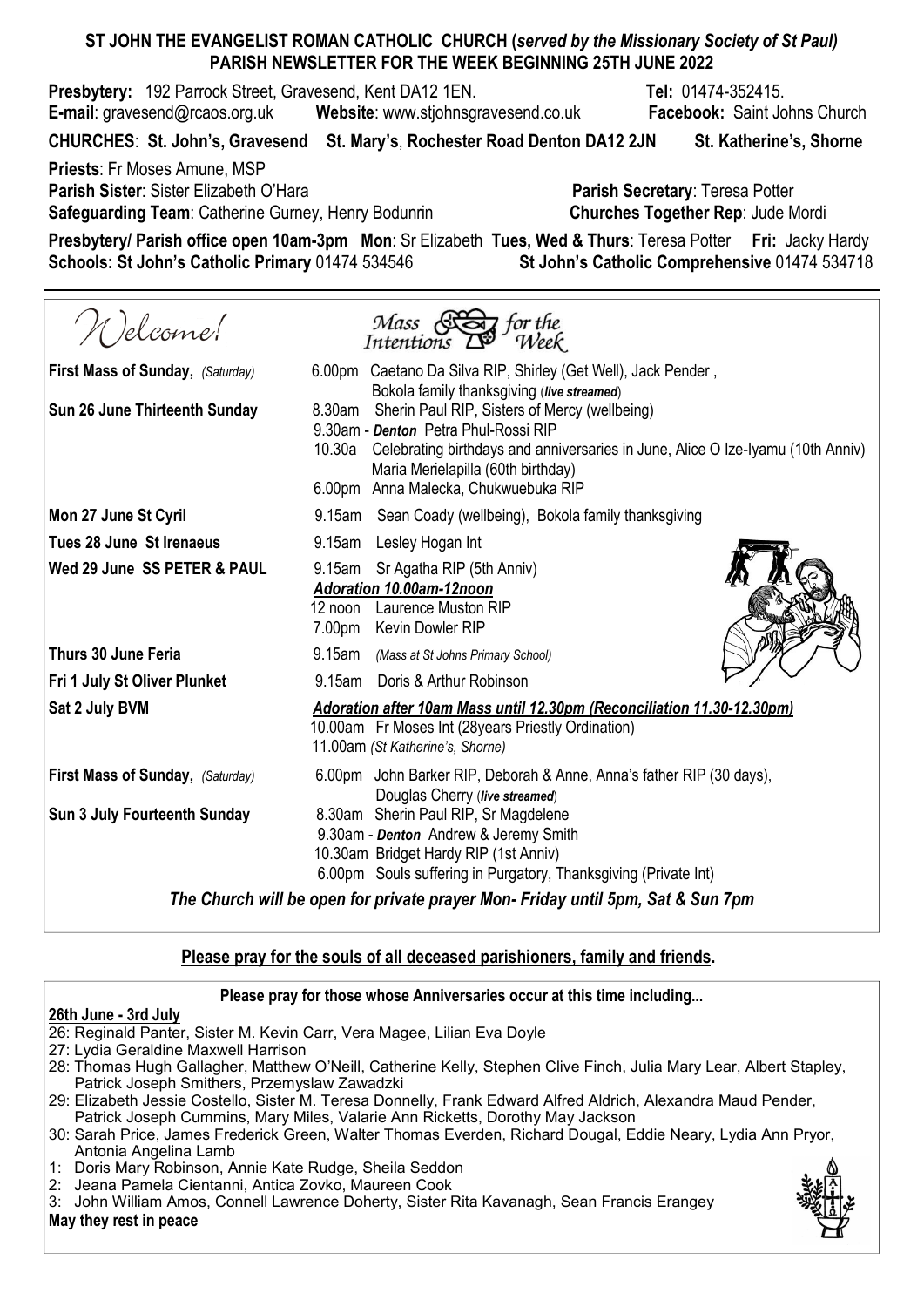# ST JOHN THE EVANGELIST ROMAN CATHOLIC CHURCH (*served by the Missionary Society of St Paul*)
## PARISH NEWSLETTER FOR THE WEEK BEGINNING 25TH JUNE 2022

**Presbytery:** 192 Parrock Street, Gravesend, Kent DA12 1EN. **Tel:** 01474-352415.
**E-mail**: gravesend@rcaos.org.uk **Website**: www.stjohnsgravesend.co.uk **Facebook:** Saint Johns Church

**CHURCHES**: **St. John's, Gravesend St. Mary's**, **Rochester Road Denton DA12 2JN St. Katherine's, Shorne**

**Priests**: Fr Moses Amune, MSP
**Parish Sister**: Sister Elizabeth O'Hara **Parish Secretary**: Teresa Potter
**Safeguarding Team**: Catherine Gurney, Henry Bodunrin **Churches Together Rep**: Jude Mordi

**Presbytery/ Parish office open 10am-3pm Mon**: Sr Elizabeth **Tues, Wed & Thurs**: Teresa Potter **Fri:** Jacky Hardy
**Schools: St John's Catholic Primary** 01474 534546 **St John's Catholic Comprehensive** 01474 534718

*Welcome!* *Mass Intentions for the Week*

| | |
|---|---|
| **First Mass of Sunday,** *(Saturday)* | 6.00pm Caetano Da Silva RIP, Shirley (Get Well), Jack Pender, Bokola family thanksgiving (*live streamed*) |
| **Sun 26 June Thirteenth Sunday** | 8.30am Sherin Paul RIP, Sisters of Mercy (wellbeing)<br>9.30am - ***Denton*** Petra Phul-Rossi RIP<br>10.30a Celebrating birthdays and anniversaries in June, Alice O Ize-Iyamu (10th Anniv) Maria Merielapilla (60th birthday)<br>6.00pm Anna Malecka, Chukwuebuka RIP |
| **Mon 27 June St Cyril** | 9.15am Sean Coady (wellbeing), Bokola family thanksgiving |
| **Tues 28 June St Irenaeus** | 9.15am Lesley Hogan Int |
| **Wed 29 June SS PETER & PAUL** | 9.15am Sr Agatha RIP (5th Anniv)<br>***Adoration 10.00am-12noon***<br>12 noon Laurence Muston RIP<br>7.00pm Kevin Dowler RIP |
| **Thurs 30 June Feria** | 9.15am *(Mass at St Johns Primary School)* |
| **Fri 1 July St Oliver Plunket** | 9.15am Doris & Arthur Robinson |
| **Sat 2 July BVM** | ***Adoration after 10am Mass until 12.30pm (Reconciliation 11.30-12.30pm)***<br>10.00am Fr Moses Int (28years Priestly Ordination)<br>11.00am *(St Katherine's, Shorne)* |
| **First Mass of Sunday,** *(Saturday)* | 6.00pm John Barker RIP, Deborah & Anne, Anna's father RIP (30 days), Douglas Cherry (*live streamed*) |
| **Sun 3 July Fourteenth Sunday** | 8.30am Sherin Paul RIP, Sr Magdelene<br>9.30am - ***Denton*** Andrew & Jeremy Smith<br>10.30am Bridget Hardy RIP (1st Anniv)<br>6.00pm Souls suffering in Purgatory, Thanksgiving (Private Int) |

***The Church will be open for private prayer Mon- Friday until 5pm, Sat & Sun 7pm***

**Please pray for the souls of all deceased parishioners, family and friends.**

**Please pray for those whose Anniversaries occur at this time including...**

**26th June - 3rd July**

- 26: Reginald Panter, Sister M. Kevin Carr, Vera Magee, Lilian Eva Doyle
- 27: Lydia Geraldine Maxwell Harrison
- 28: Thomas Hugh Gallagher, Matthew O'Neill, Catherine Kelly, Stephen Clive Finch, Julia Mary Lear, Albert Stapley, Patrick Joseph Smithers, Przemyslaw Zawadzki
- 29: Elizabeth Jessie Costello, Sister M. Teresa Donnelly, Frank Edward Alfred Aldrich, Alexandra Maud Pender, Patrick Joseph Cummins, Mary Miles, Valarie Ann Ricketts, Dorothy May Jackson
- 30: Sarah Price, James Frederick Green, Walter Thomas Everden, Richard Dougal, Eddie Neary, Lydia Ann Pryor, Antonia Angelina Lamb
- 1: Doris Mary Robinson, Annie Kate Rudge, Sheila Seddon
- 2: Jeana Pamela Cientanni, Antica Zovko, Maureen Cook
- 3: John William Amos, Connell Lawrence Doherty, Sister Rita Kavanagh, Sean Francis Erangey

**May they rest in peace**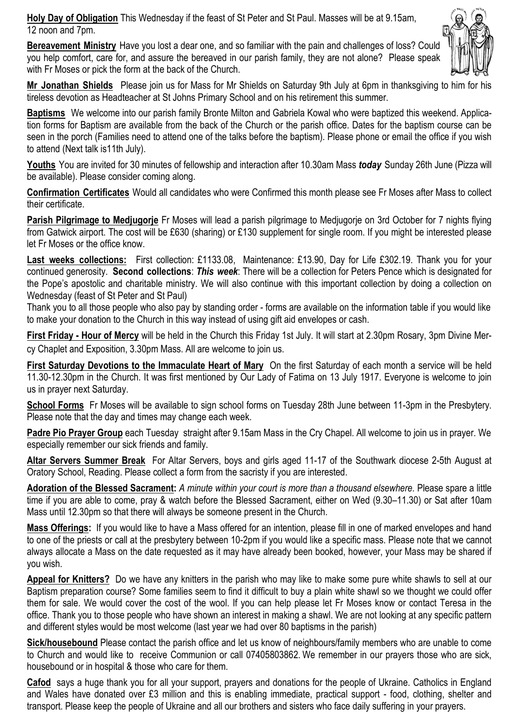**Holy Day of Obligation** This Wednesday if the feast of St Peter and St Paul. Masses will be at 9.15am, 12 noon and 7pm.

**Bereavement Ministry** Have you lost a dear one, and so familiar with the pain and challenges of loss? Could you help comfort, care for, and assure the bereaved in our parish family, they are not alone? Please speak with Fr Moses or pick the form at the back of the Church.

**Mr Jonathan Shields** Please join us for Mass for Mr Shields on Saturday 9th July at 6pm in thanksgiving to him for his tireless devotion as Headteacher at St Johns Primary School and on his retirement this summer.

**Baptisms** We welcome into our parish family Bronte Milton and Gabriela Kowal who were baptized this weekend. Application forms for Baptism are available from the back of the Church or the parish office. Dates for the baptism course can be seen in the porch (Families need to attend one of the talks before the baptism). Please phone or email the office if you wish to attend (Next talk is11th July).

**Youths** You are invited for 30 minutes of fellowship and interaction after 10.30am Mass ***today*** Sunday 26th June (Pizza will be available). Please consider coming along.

**Confirmation Certificates** Would all candidates who were Confirmed this month please see Fr Moses after Mass to collect their certificate.

**Parish Pilgrimage to Medjugorje** Fr Moses will lead a parish pilgrimage to Medjugorje on 3rd October for 7 nights flying from Gatwick airport. The cost will be £630 (sharing) or £130 supplement for single room. If you might be interested please let Fr Moses or the office know.

**Last weeks collections:** First collection: £1133.08, Maintenance: £13.90, Day for Life £302.19. Thank you for your continued generosity. **Second collections**: ***This week***: There will be a collection for Peters Pence which is designated for the Pope's apostolic and charitable ministry. We will also continue with this important collection by doing a collection on Wednesday (feast of St Peter and St Paul)

Thank you to all those people who also pay by standing order - forms are available on the information table if you would like to make your donation to the Church in this way instead of using gift aid envelopes or cash.

**First Friday - Hour of Mercy** will be held in the Church this Friday 1st July. It will start at 2.30pm Rosary, 3pm Divine Mercy Chaplet and Exposition, 3.30pm Mass. All are welcome to join us.

**First Saturday Devotions to the Immaculate Heart of Mary** On the first Saturday of each month a service will be held 11.30-12.30pm in the Church. It was first mentioned by Our Lady of Fatima on 13 July 1917. Everyone is welcome to join us in prayer next Saturday.

**School Forms** Fr Moses will be available to sign school forms on Tuesday 28th June between 11-3pm in the Presbytery. Please note that the day and times may change each week.

**Padre Pio Prayer Group** each Tuesday straight after 9.15am Mass in the Cry Chapel. All welcome to join us in prayer. We especially remember our sick friends and family.

**Altar Servers Summer Break** For Altar Servers, boys and girls aged 11-17 of the Southwark diocese 2-5th August at Oratory School, Reading. Please collect a form from the sacristy if you are interested.

**Adoration of the Blessed Sacrament:** *A minute within your court is more than a thousand elsewhere.* Please spare a little time if you are able to come, pray & watch before the Blessed Sacrament, either on Wed (9.30–11.30) or Sat after 10am Mass until 12.30pm so that there will always be someone present in the Church.

**Mass Offerings:** If you would like to have a Mass offered for an intention, please fill in one of marked envelopes and hand to one of the priests or call at the presbytery between 10-2pm if you would like a specific mass. Please note that we cannot always allocate a Mass on the date requested as it may have already been booked, however, your Mass may be shared if you wish.

**Appeal for Knitters?** Do we have any knitters in the parish who may like to make some pure white shawls to sell at our Baptism preparation course? Some families seem to find it difficult to buy a plain white shawl so we thought we could offer them for sale. We would cover the cost of the wool. If you can help please let Fr Moses know or contact Teresa in the office. Thank you to those people who have shown an interest in making a shawl. We are not looking at any specific pattern and different styles would be most welcome (last year we had over 80 baptisms in the parish)

**Sick/housebound** Please contact the parish office and let us know of neighbours/family members who are unable to come to Church and would like to receive Communion or call 07405803862. We remember in our prayers those who are sick, housebound or in hospital & those who care for them.

**Cafod** says a huge thank you for all your support, prayers and donations for the people of Ukraine. Catholics in England and Wales have donated over £3 million and this is enabling immediate, practical support - food, clothing, shelter and transport. Please keep the people of Ukraine and all our brothers and sisters who face daily suffering in your prayers.